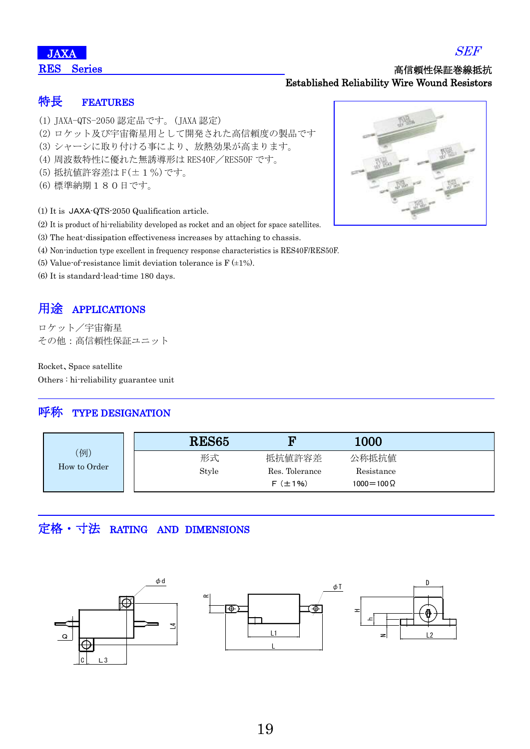JAXA

SEF

## RES Series

高信頼性保証巻線抵抗
Established Reliability Wire Wound Resistors

### 特長　FEATURES

(1) JAXA-QTS-2050 認定品です。(JAXA 認定)
(2) ロケット及び宇宙衛星用として開発された高信頼度の製品です
(3) シャーシに取り付ける事により、放熱効果が高まります。
(4) 周波数特性に優れた無誘導形は RES40F／RES50F です。
(5) 抵抗値許容差は F(±１%)です。
(6) 標準納期１８０日です。

(1) It is JAXA-QTS-2050 Qualification article.
(2) It is product of hi-reliability developed as rocket and an object for space satellites.
(3) The heat-dissipation effectiveness increases by attaching to chassis.
(4) Non-induction type excellent in frequency response characteristics is RES40F/RES50F.
(5) Value-of-resistance limit deviation tolerance is F (±1%).
(6) It is standard-lead-time 180 days.

### 用途　APPLICATIONS

ロケット／宇宙衛星
その他：高信頼性保証ユニット

Rocket、Space satellite
Others : hi-reliability guarantee unit

### 呼称　TYPE DESIGNATION

| (例) How to Order | RES65 | F | 1000 |
|---|---|---|---|
| | 形式 Style | 抵抗値許容差 Res. Tolerance F（±1%） | 公称抵抗値 Resistance 1000＝100Ω |

### 定格・寸法　RATING　AND　DIMENSIONS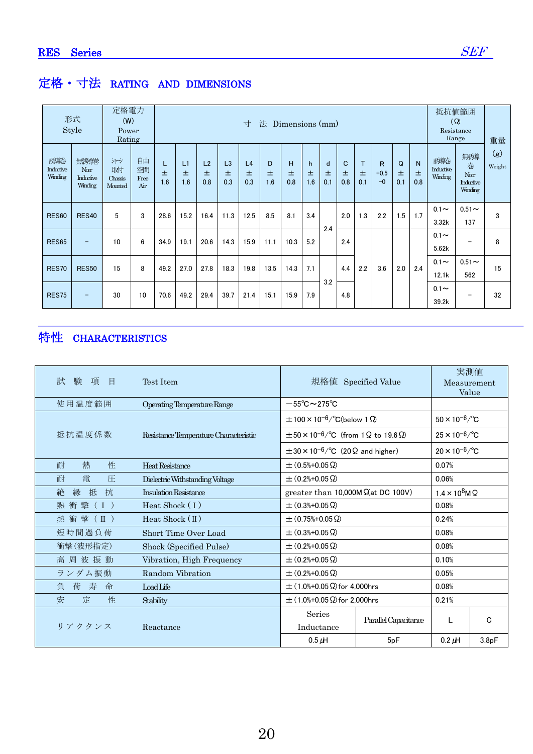## 定格・寸法　RATING　AND　DIMENSIONS

| 形式 Style | | 定格電力 (W) Power Rating | | 寸　法 Dimensions (mm) | | | | | | | | | | | | | | | 抵抗値範囲 (Ω) Resistance Range | | 重量 (g) Weight |
|---|---|---|---|---|---|---|---|---|---|---|---|---|---|---|---|---|---|---|---|---|---|
| 誘導巻 Inductive Winding | 無誘導巻 Non Inductive Winding | シャーシ取付 Chassis Mounted | 自由空間 Free Air | L ±1.6 | L1 ±1.6 | L2 ±0.8 | L3 ±0.3 | L4 ±0.3 | D ±1.6 | H ±0.8 | h ±1.6 | d ±0.1 | C ±0.8 | T ±0.1 | R +0.5 −0 | Q ±0.1 | N ±0.8 | 誘導巻 Inductive Winding | 無誘導巻 Non Inductive Winding | |
| RES60 | RES40 | 5 | 3 | 28.6 | 15.2 | 16.4 | 11.3 | 12.5 | 8.5 | 8.1 | 3.4 | 2.4 | 2.0 | 1.3 | 2.2 | 1.5 | 1.7 | 0.1〜3.32k | 0.51〜137 | 3 |
| RES65 | − | 10 | 6 | 34.9 | 19.1 | 20.6 | 14.3 | 15.9 | 11.1 | 10.3 | 5.2 | 2.4 | 2.4 | 2.2 | 3.6 | 2.0 | 2.4 | 0.1〜5.62k | − | 8 |
| RES70 | RES50 | 15 | 8 | 49.2 | 27.0 | 27.8 | 18.3 | 19.8 | 13.5 | 14.3 | 7.1 | 3.2 | 4.4 | 2.2 | 3.6 | 2.0 | 2.4 | 0.1〜12.1k | 0.51〜562 | 15 |
| RES75 | − | 30 | 10 | 70.6 | 49.2 | 29.4 | 39.7 | 21.4 | 15.1 | 15.9 | 7.9 | 3.2 | 4.8 | 2.2 | 3.6 | 2.0 | 2.4 | 0.1〜39.2k | − | 32 |

## 特性　CHARACTERISTICS

| 試験項目 | Test Item | 規格値 Specified Value | | 実測値 Measurement Value | |
|---|---|---|---|---|---|
| 使用温度範囲 | Operating Temperature Range | −55℃〜275℃ | | | |
| 抵抗温度係数 | Resistance Temperature Characteristic | ±100×$10^{-6}$/℃(below 1Ω) | | 50×$10^{-6}$/℃ | |
| | | ±50×$10^{-6}$/℃ (from 1Ω to 19.6Ω) | | 25×$10^{-6}$/℃ | |
| | | ±30×$10^{-6}$/℃ (20Ω and higher) | | 20×$10^{-6}$/℃ | |
| 耐熱性 | Heat Resistance | ±(0.5%+0.05Ω) | | 0.07% | |
| 耐電圧 | Dielectric Withstanding Voltage | ±(0.2%+0.05Ω) | | 0.06% | |
| 絶縁抵抗 | Insulation Resistance | greater than 10,000MΩ(at DC 100V) | | 1.4×$10^{8}$MΩ | |
| 熱衝撃(Ⅰ) | Heat Shock(Ⅰ) | ±(0.3%+0.05Ω) | | 0.08% | |
| 熱衝撃(Ⅱ) | Heat Shock(Ⅱ) | ±(0.75%+0.05Ω) | | 0.24% | |
| 短時間過負荷 | Short Time Over Load | ±(0.3%+0.05Ω) | | 0.08% | |
| 衝撃(波形指定) | Shock (Specified Pulse) | ±(0.2%+0.05Ω) | | 0.08% | |
| 高周波振動 | Vibration, High Frequency | ±(0.2%+0.05Ω) | | 0.10% | |
| ランダム振動 | Random Vibration | ±(0.2%+0.05Ω) | | 0.05% | |
| 負荷寿命 | Load Life | ±(1.0%+0.05Ω) for 4,000hrs | | 0.08% | |
| 安定性 | Stability | ±(1.0%+0.05Ω) for 2,000hrs | | 0.21% | |
| リアクタンス | Reactance | Series Inductance | Parallel Capacitance | L | C |
| | | 0.5μH | 5pF | 0.2μH | 3.8pF |